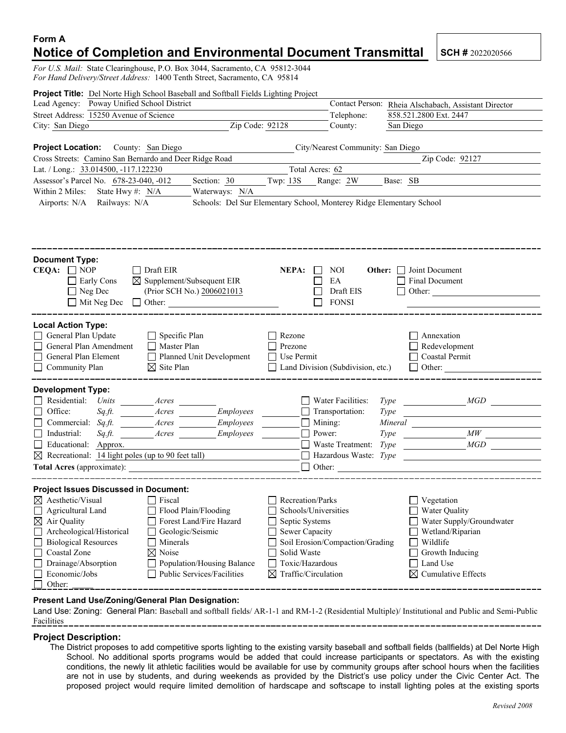# Form A

## Notice of Completion and Environmental Document Transmittal

**SCH #** 2022020566

*For U.S. Mail:* State Clearinghouse, P.O. Box 3044, Sacramento, CA 95812-3044
*For Hand Delivery/Street Address:* 1400 Tenth Street, Sacramento, CA 95814

**Project Title:** Del Norte High School Baseball and Softball Fields Lighting Project

Lead Agency: Poway Unified School District
Contact Person: Rheia Alschabach, Assistant Director
Street Address: 15250 Avenue of Science
Telephone: 858.521.2800 Ext. 2447
City: San Diego  Zip Code: 92128
County: San Diego

**Project Location:** County: San Diego  City/Nearest Community: San Diego
Cross Streets: Camino San Bernardo and Deer Ridge Road  Zip Code: 92127
Lat. / Long.: 33.014500, -117.122230  Total Acres: 62
Assessor's Parcel No. 678-23-040, -012  Section: 30  Twp: 13S  Range: 2W  Base: SB
Within 2 Miles: State Hwy #: N/A  Waterways: N/A
Airports: N/A  Railways: N/A  Schools: Del Sur Elementary School, Monterey Ridge Elementary School

---

**Document Type:**

**CEQA:**
- ☐ NOP
- ☐ Early Cons
- ☐ Neg Dec
- ☐ Mit Neg Dec
- ☐ Draft EIR
- ☒ Supplement/Subsequent EIR (Prior SCH No.) 2006021013
- ☐ Other:

**NEPA:**
- ☐ NOI
- ☐ EA
- ☐ Draft EIS
- ☐ FONSI

**Other:**
- ☐ Joint Document
- ☐ Final Document
- ☐ Other:

---

**Local Action Type:**
- ☐ General Plan Update
- ☐ General Plan Amendment
- ☐ General Plan Element
- ☐ Community Plan
- ☐ Specific Plan
- ☐ Master Plan
- ☐ Planned Unit Development
- ☒ Site Plan
- ☐ Rezone
- ☐ Prezone
- ☐ Use Permit
- ☐ Land Division (Subdivision, etc.)
- ☐ Annexation
- ☐ Redevelopment
- ☐ Coastal Permit
- ☐ Other:

---

**Development Type:**
- ☐ Residential: *Units* ___ *Acres* ___
- ☐ Office: *Sq.ft.* ___ *Acres* ___ *Employees* ___
- ☐ Commercial: *Sq.ft.* ___ *Acres* ___ *Employees* ___
- ☐ Industrial: *Sq.ft.* ___ *Acres* ___ *Employees* ___
- ☐ Educational: Approx.
- ☒ Recreational: 14 light poles (up to 90 feet tall)
- ☐ Water Facilities: *Type* ___ *MGD* ___
- ☐ Transportation: *Type* ___
- ☐ Mining: *Mineral* ___
- ☐ Power: *Type* ___ *MW* ___
- ☐ Waste Treatment: *Type* ___ *MGD* ___
- ☐ Hazardous Waste: *Type* ___
- ☐ Other:

**Total Acres** (approximate):

---

**Project Issues Discussed in Document:**
- ☒ Aesthetic/Visual
- ☐ Agricultural Land
- ☒ Air Quality
- ☐ Archeological/Historical
- ☐ Biological Resources
- ☐ Coastal Zone
- ☐ Drainage/Absorption
- ☐ Economic/Jobs
- ☐ Other:
- ☐ Fiscal
- ☐ Flood Plain/Flooding
- ☐ Forest Land/Fire Hazard
- ☐ Geologic/Seismic
- ☐ Minerals
- ☒ Noise
- ☐ Population/Housing Balance
- ☐ Public Services/Facilities
- ☐ Recreation/Parks
- ☐ Schools/Universities
- ☐ Septic Systems
- ☐ Sewer Capacity
- ☐ Soil Erosion/Compaction/Grading
- ☐ Solid Waste
- ☐ Toxic/Hazardous
- ☒ Traffic/Circulation
- ☐ Vegetation
- ☐ Water Quality
- ☐ Water Supply/Groundwater
- ☐ Wetland/Riparian
- ☐ Wildlife
- ☐ Growth Inducing
- ☐ Land Use
- ☒ Cumulative Effects

---

**Present Land Use/Zoning/General Plan Designation:**

Land Use: Zoning: General Plan: Baseball and softball fields/ AR-1-1 and RM-1-2 (Residential Multiple)/ Institutional and Public and Semi-Public Facilities

---

**Project Description:**

The District proposes to add competitive sports lighting to the existing varsity baseball and softball fields (ballfields) at Del Norte High School. No additional sports programs would be added that could increase participants or spectators. As with the existing conditions, the newly lit athletic facilities would be available for use by community groups after school hours when the facilities are not in use by students, and during weekends as provided by the District's use policy under the Civic Center Act. The proposed project would require limited demolition of hardscape and softscape to install lighting poles at the existing sports

*Revised 2008*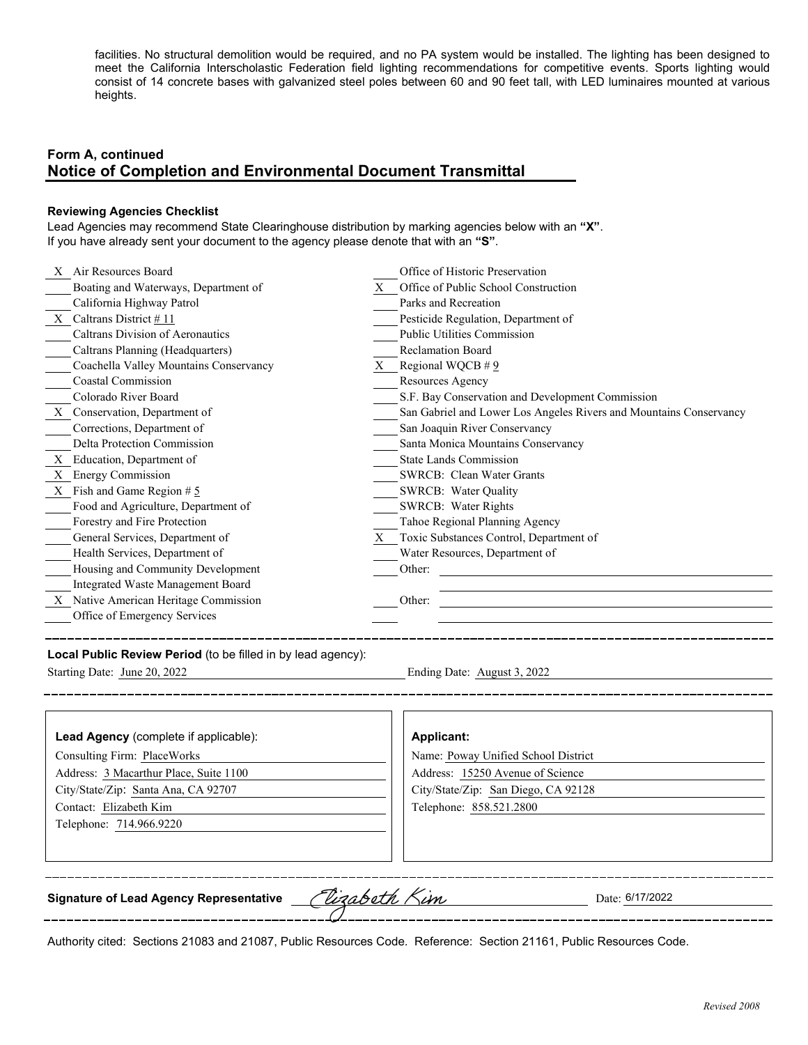facilities. No structural demolition would be required, and no PA system would be installed. The lighting has been designed to meet the California Interscholastic Federation field lighting recommendations for competitive events. Sports lighting would consist of 14 concrete bases with galvanized steel poles between 60 and 90 feet tall, with LED luminaires mounted at various heights.

## Form A, continued
## Notice of Completion and Environmental Document Transmittal

**Reviewing Agencies Checklist**

Lead Agencies may recommend State Clearinghouse distribution by marking agencies below with an **"X"**.
If you have already sent your document to the agency please denote that with an **"S"**.

| | | | |
|---|---|---|---|
| X | Air Resources Board | | Office of Historic Preservation |
| | Boating and Waterways, Department of | X | Office of Public School Construction |
| | California Highway Patrol | | Parks and Recreation |
| X | Caltrans District # 11 | | Pesticide Regulation, Department of |
| | Caltrans Division of Aeronautics | | Public Utilities Commission |
| | Caltrans Planning (Headquarters) | | Reclamation Board |
| | Coachella Valley Mountains Conservancy | X | Regional WQCB # 9 |
| | Coastal Commission | | Resources Agency |
| | Colorado River Board | | S.F. Bay Conservation and Development Commission |
| X | Conservation, Department of | | San Gabriel and Lower Los Angeles Rivers and Mountains Conservancy |
| | Corrections, Department of | | San Joaquin River Conservancy |
| | Delta Protection Commission | | Santa Monica Mountains Conservancy |
| X | Education, Department of | | State Lands Commission |
| X | Energy Commission | | SWRCB: Clean Water Grants |
| X | Fish and Game Region # 5 | | SWRCB: Water Quality |
| | Food and Agriculture, Department of | | SWRCB: Water Rights |
| | Forestry and Fire Protection | | Tahoe Regional Planning Agency |
| | General Services, Department of | X | Toxic Substances Control, Department of |
| | Health Services, Department of | | Water Resources, Department of |
| | Housing and Community Development | | Other: |
| | Integrated Waste Management Board | | |
| X | Native American Heritage Commission | | Other: |
| | Office of Emergency Services | | |

**Local Public Review Period** (to be filled in by lead agency):

Starting Date: June 20, 2022 Ending Date: August 3, 2022

**Lead Agency** (complete if applicable):

Consulting Firm: PlaceWorks
Address: 3 Macarthur Place, Suite 1100
City/State/Zip: Santa Ana, CA 92707
Contact: Elizabeth Kim
Telephone: 714.966.9220

**Applicant:**

Name: Poway Unified School District
Address: 15250 Avenue of Science
City/State/Zip: San Diego, CA 92128
Telephone: 858.521.2800

**Signature of Lead Agency Representative** *Elizabeth Kim* Date: 6/17/2022

Authority cited: Sections 21083 and 21087, Public Resources Code. Reference: Section 21161, Public Resources Code.

*Revised 2008*